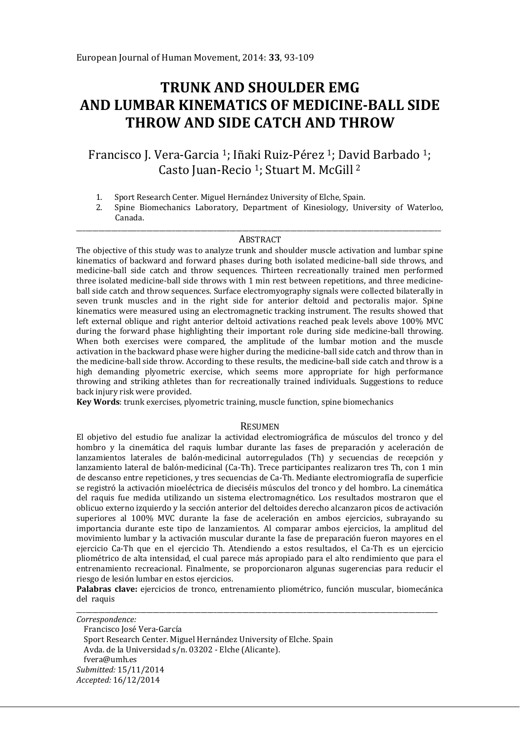# TRUNK AND SHOULDER EMG AND LUMBAR KINEMATICS OF MEDICINE-BALL SIDE THROW AND SIDE CATCH AND THROW

Francisco J. Vera-Garcia [1]; Iñaki Ruiz-Pérez [1]; David Barbado [1]; Casto Juan-Recio [1]; Stuart M. McGill [2]

1. Sport Research Center. Miguel Hernández University of Elche, Spain.
2. Spine Biomechanics Laboratory, Department of Kinesiology, University of Waterloo, Canada.

---

## ABSTRACT

The objective of this study was to analyze trunk and shoulder muscle activation and lumbar spine kinematics of backward and forward phases during both isolated medicine-ball side throws, and medicine-ball side catch and throw sequences. Thirteen recreationally trained men performed three isolated medicine-ball side throws with 1 min rest between repetitions, and three medicine-ball side catch and throw sequences. Surface electromyography signals were collected bilaterally in seven trunk muscles and in the right side for anterior deltoid and pectoralis major. Spine kinematics were measured using an electromagnetic tracking instrument. The results showed that left external oblique and right anterior deltoid activations reached peak levels above 100% MVC during the forward phase highlighting their important role during side medicine-ball throwing. When both exercises were compared, the amplitude of the lumbar motion and the muscle activation in the backward phase were higher during the medicine-ball side catch and throw than in the medicine-ball side throw. According to these results, the medicine-ball side catch and throw is a high demanding plyometric exercise, which seems more appropriate for high performance throwing and striking athletes than for recreationally trained individuals. Suggestions to reduce back injury risk were provided.

**Key Words**: trunk exercises, plyometric training, muscle function, spine biomechanics

## RESUMEN

El objetivo del estudio fue analizar la actividad electromiográfica de músculos del tronco y del hombro y la cinemática del raquis lumbar durante las fases de preparación y aceleración de lanzamientos laterales de balón-medicinal autorregulados (Th) y secuencias de recepción y lanzamiento lateral de balón-medicinal (Ca-Th). Trece participantes realizaron tres Th, con 1 min de descanso entre repeticiones, y tres secuencias de Ca-Th. Mediante electromiografía de superficie se registró la activación mioeléctrica de dieciséis músculos del tronco y del hombro. La cinemática del raquis fue medida utilizando un sistema electromagnético. Los resultados mostraron que el oblicuo externo izquierdo y la sección anterior del deltoides derecho alcanzaron picos de activación superiores al 100% MVC durante la fase de aceleración en ambos ejercicios, subrayando su importancia durante este tipo de lanzamientos. Al comparar ambos ejercicios, la amplitud del movimiento lumbar y la activación muscular durante la fase de preparación fueron mayores en el ejercicio Ca-Th que en el ejercicio Th. Atendiendo a estos resultados, el Ca-Th es un ejercicio pliométrico de alta intensidad, el cual parece más apropiado para el alto rendimiento que para el entrenamiento recreacional. Finalmente, se proporcionaron algunas sugerencias para reducir el riesgo de lesión lumbar en estos ejercicios.

**Palabras clave:** ejercicios de tronco, entrenamiento pliométrico, función muscular, biomecánica del raquis

---

*Correspondence:*
Francisco José Vera-García
Sport Research Center. Miguel Hernández University of Elche. Spain
Avda. de la Universidad s/n. 03202 - Elche (Alicante).
fvera@umh.es
*Submitted:* 15/11/2014
*Accepted:* 16/12/2014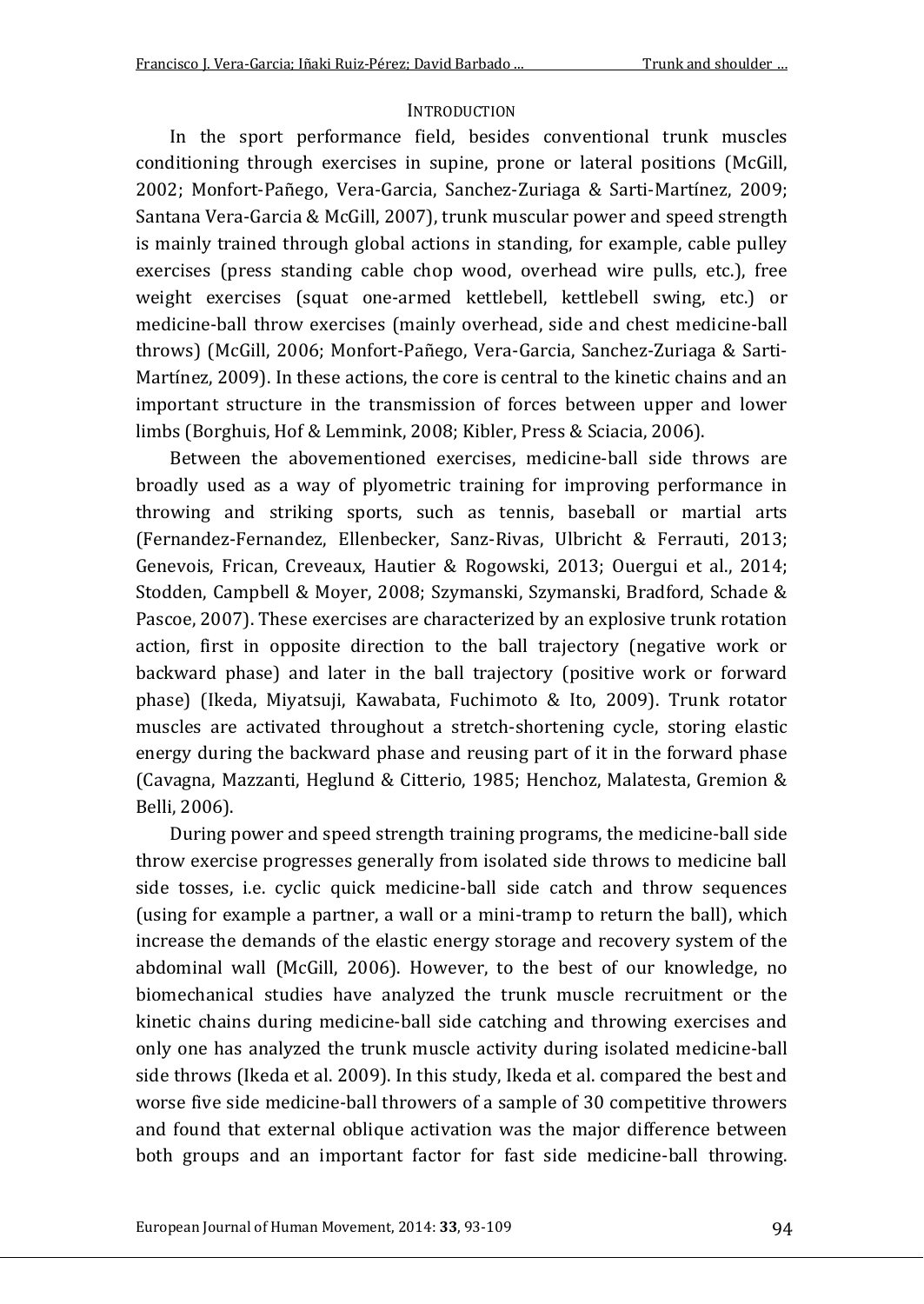## INTRODUCTION

In the sport performance field, besides conventional trunk muscles conditioning through exercises in supine, prone or lateral positions (McGill, 2002; Monfort-Pañego, Vera-Garcia, Sanchez-Zuriaga & Sarti-Martínez, 2009; Santana Vera-Garcia & McGill, 2007), trunk muscular power and speed strength is mainly trained through global actions in standing, for example, cable pulley exercises (press standing cable chop wood, overhead wire pulls, etc.), free weight exercises (squat one-armed kettlebell, kettlebell swing, etc.) or medicine-ball throw exercises (mainly overhead, side and chest medicine-ball throws) (McGill, 2006; Monfort-Pañego, Vera-Garcia, Sanchez-Zuriaga & Sarti-Martínez, 2009). In these actions, the core is central to the kinetic chains and an important structure in the transmission of forces between upper and lower limbs (Borghuis, Hof & Lemmink, 2008; Kibler, Press & Sciacia, 2006).

Between the abovementioned exercises, medicine-ball side throws are broadly used as a way of plyometric training for improving performance in throwing and striking sports, such as tennis, baseball or martial arts (Fernandez-Fernandez, Ellenbecker, Sanz-Rivas, Ulbricht & Ferrauti, 2013; Genevois, Frican, Creveaux, Hautier & Rogowski, 2013; Ouergui et al., 2014; Stodden, Campbell & Moyer, 2008; Szymanski, Szymanski, Bradford, Schade & Pascoe, 2007). These exercises are characterized by an explosive trunk rotation action, first in opposite direction to the ball trajectory (negative work or backward phase) and later in the ball trajectory (positive work or forward phase) (Ikeda, Miyatsuji, Kawabata, Fuchimoto & Ito, 2009). Trunk rotator muscles are activated throughout a stretch-shortening cycle, storing elastic energy during the backward phase and reusing part of it in the forward phase (Cavagna, Mazzanti, Heglund & Citterio, 1985; Henchoz, Malatesta, Gremion & Belli, 2006).

During power and speed strength training programs, the medicine-ball side throw exercise progresses generally from isolated side throws to medicine ball side tosses, i.e. cyclic quick medicine-ball side catch and throw sequences (using for example a partner, a wall or a mini-tramp to return the ball), which increase the demands of the elastic energy storage and recovery system of the abdominal wall (McGill, 2006). However, to the best of our knowledge, no biomechanical studies have analyzed the trunk muscle recruitment or the kinetic chains during medicine-ball side catching and throwing exercises and only one has analyzed the trunk muscle activity during isolated medicine-ball side throws (Ikeda et al. 2009). In this study, Ikeda et al. compared the best and worse five side medicine-ball throwers of a sample of 30 competitive throwers and found that external oblique activation was the major difference between both groups and an important factor for fast side medicine-ball throwing.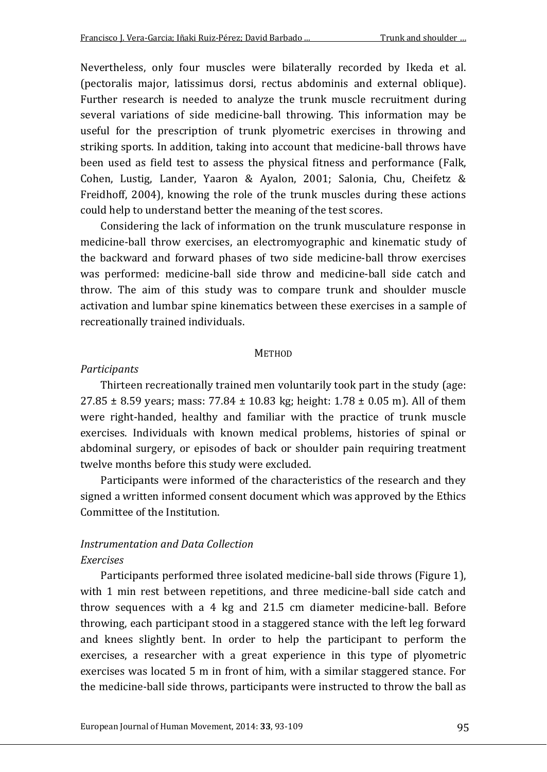Nevertheless, only four muscles were bilaterally recorded by Ikeda et al. (pectoralis major, latissimus dorsi, rectus abdominis and external oblique). Further research is needed to analyze the trunk muscle recruitment during several variations of side medicine-ball throwing. This information may be useful for the prescription of trunk plyometric exercises in throwing and striking sports. In addition, taking into account that medicine-ball throws have been used as field test to assess the physical fitness and performance (Falk, Cohen, Lustig, Lander, Yaaron & Ayalon, 2001; Salonia, Chu, Cheifetz & Freidhoff, 2004), knowing the role of the trunk muscles during these actions could help to understand better the meaning of the test scores.

Considering the lack of information on the trunk musculature response in medicine-ball throw exercises, an electromyographic and kinematic study of the backward and forward phases of two side medicine-ball throw exercises was performed: medicine-ball side throw and medicine-ball side catch and throw. The aim of this study was to compare trunk and shoulder muscle activation and lumbar spine kinematics between these exercises in a sample of recreationally trained individuals.

## METHOD

### *Participants*

Thirteen recreationally trained men voluntarily took part in the study (age: 27.85 ± 8.59 years; mass: 77.84 ± 10.83 kg; height: 1.78 ± 0.05 m). All of them were right-handed, healthy and familiar with the practice of trunk muscle exercises. Individuals with known medical problems, histories of spinal or abdominal surgery, or episodes of back or shoulder pain requiring treatment twelve months before this study were excluded.

Participants were informed of the characteristics of the research and they signed a written informed consent document which was approved by the Ethics Committee of the Institution.

### *Instrumentation and Data Collection*

#### *Exercises*

Participants performed three isolated medicine-ball side throws (Figure 1), with 1 min rest between repetitions, and three medicine-ball side catch and throw sequences with a 4 kg and 21.5 cm diameter medicine-ball. Before throwing, each participant stood in a staggered stance with the left leg forward and knees slightly bent. In order to help the participant to perform the exercises, a researcher with a great experience in this type of plyometric exercises was located 5 m in front of him, with a similar staggered stance. For the medicine-ball side throws, participants were instructed to throw the ball as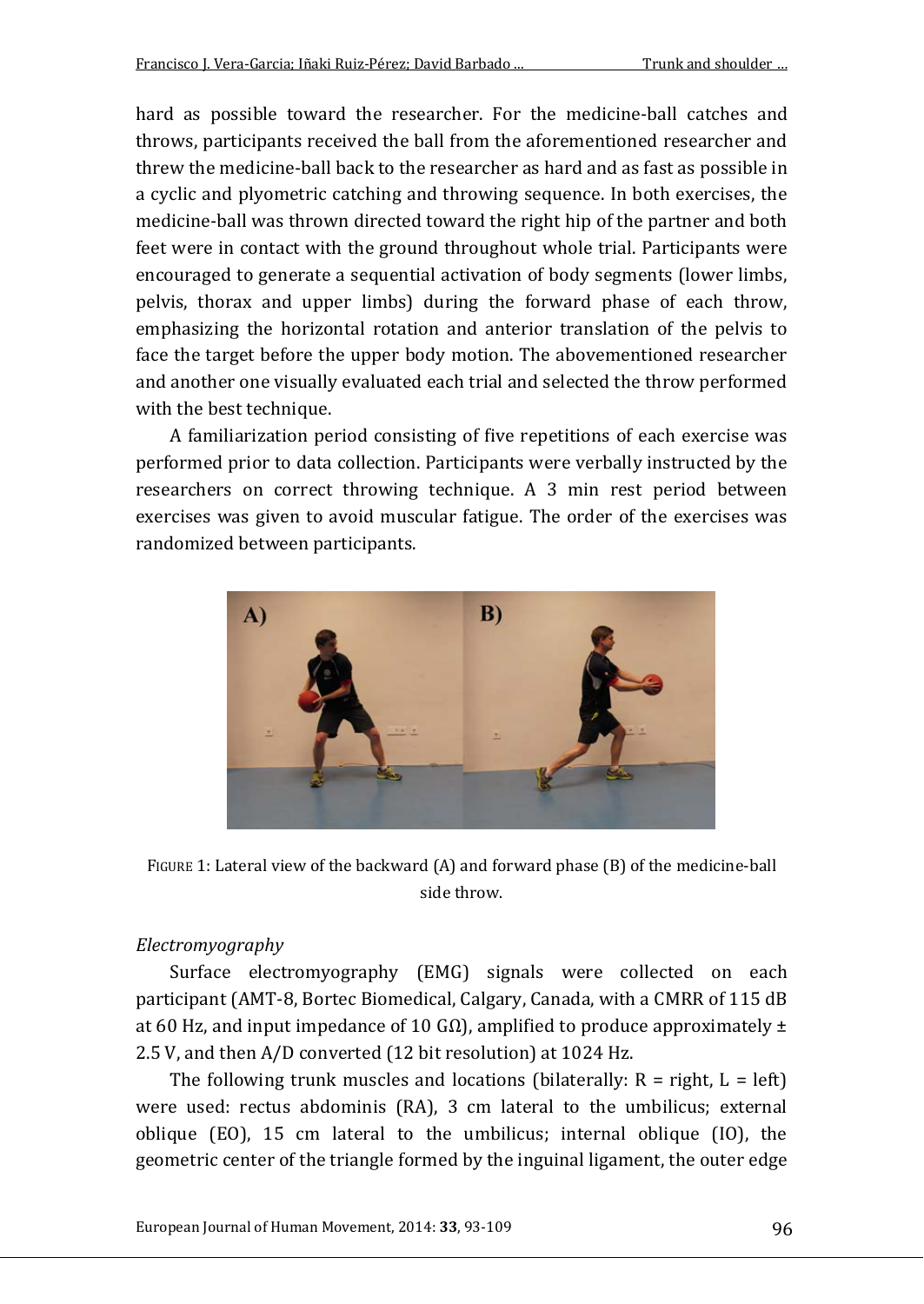hard as possible toward the researcher. For the medicine-ball catches and throws, participants received the ball from the aforementioned researcher and threw the medicine-ball back to the researcher as hard and as fast as possible in a cyclic and plyometric catching and throwing sequence. In both exercises, the medicine-ball was thrown directed toward the right hip of the partner and both feet were in contact with the ground throughout whole trial. Participants were encouraged to generate a sequential activation of body segments (lower limbs, pelvis, thorax and upper limbs) during the forward phase of each throw, emphasizing the horizontal rotation and anterior translation of the pelvis to face the target before the upper body motion. The abovementioned researcher and another one visually evaluated each trial and selected the throw performed with the best technique.

A familiarization period consisting of five repetitions of each exercise was performed prior to data collection. Participants were verbally instructed by the researchers on correct throwing technique. A 3 min rest period between exercises was given to avoid muscular fatigue. The order of the exercises was randomized between participants.

FIGURE 1: Lateral view of the backward (A) and forward phase (B) of the medicine-ball side throw.

*Electromyography*

Surface electromyography (EMG) signals were collected on each participant (AMT-8, Bortec Biomedical, Calgary, Canada, with a CMRR of 115 dB at 60 Hz, and input impedance of 10 GΩ), amplified to produce approximately ± 2.5 V, and then A/D converted (12 bit resolution) at 1024 Hz.

The following trunk muscles and locations (bilaterally: R = right, L = left) were used: rectus abdominis (RA), 3 cm lateral to the umbilicus; external oblique (EO), 15 cm lateral to the umbilicus; internal oblique (IO), the geometric center of the triangle formed by the inguinal ligament, the outer edge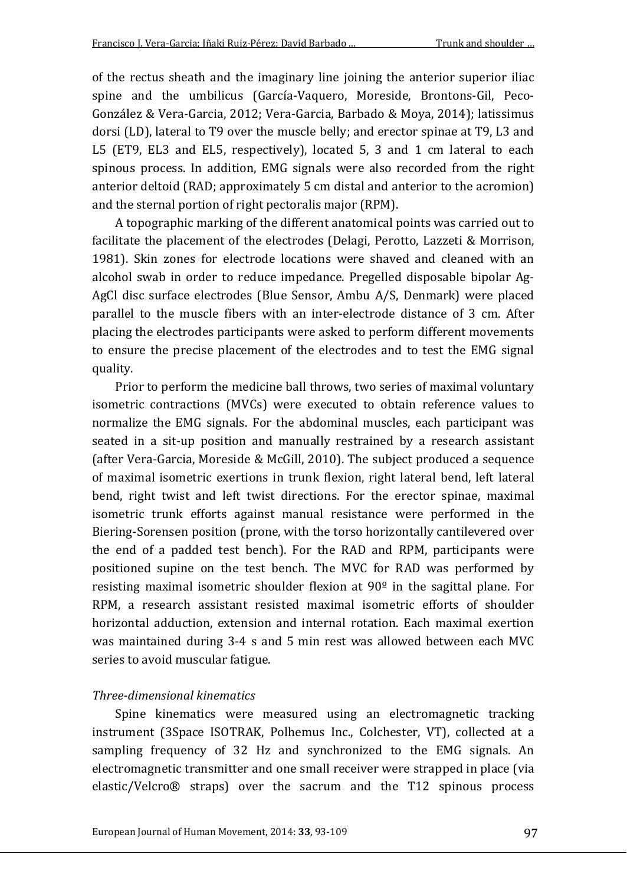of the rectus sheath and the imaginary line joining the anterior superior iliac spine and the umbilicus (García-Vaquero, Moreside, Brontons-Gil, Peco-González & Vera-Garcia, 2012; Vera-Garcia, Barbado & Moya, 2014); latissimus dorsi (LD), lateral to T9 over the muscle belly; and erector spinae at T9, L3 and L5 (ET9, EL3 and EL5, respectively), located 5, 3 and 1 cm lateral to each spinous process. In addition, EMG signals were also recorded from the right anterior deltoid (RAD; approximately 5 cm distal and anterior to the acromion) and the sternal portion of right pectoralis major (RPM).

A topographic marking of the different anatomical points was carried out to facilitate the placement of the electrodes (Delagi, Perotto, Lazzeti & Morrison, 1981). Skin zones for electrode locations were shaved and cleaned with an alcohol swab in order to reduce impedance. Pregelled disposable bipolar Ag-AgCl disc surface electrodes (Blue Sensor, Ambu A/S, Denmark) were placed parallel to the muscle fibers with an inter-electrode distance of 3 cm. After placing the electrodes participants were asked to perform different movements to ensure the precise placement of the electrodes and to test the EMG signal quality.

Prior to perform the medicine ball throws, two series of maximal voluntary isometric contractions (MVCs) were executed to obtain reference values to normalize the EMG signals. For the abdominal muscles, each participant was seated in a sit-up position and manually restrained by a research assistant (after Vera-Garcia, Moreside & McGill, 2010). The subject produced a sequence of maximal isometric exertions in trunk flexion, right lateral bend, left lateral bend, right twist and left twist directions. For the erector spinae, maximal isometric trunk efforts against manual resistance were performed in the Biering-Sorensen position (prone, with the torso horizontally cantilevered over the end of a padded test bench). For the RAD and RPM, participants were positioned supine on the test bench. The MVC for RAD was performed by resisting maximal isometric shoulder flexion at 90º in the sagittal plane. For RPM, a research assistant resisted maximal isometric efforts of shoulder horizontal adduction, extension and internal rotation. Each maximal exertion was maintained during 3-4 s and 5 min rest was allowed between each MVC series to avoid muscular fatigue.

*Three-dimensional kinematics*

Spine kinematics were measured using an electromagnetic tracking instrument (3Space ISOTRAK, Polhemus Inc., Colchester, VT), collected at a sampling frequency of 32 Hz and synchronized to the EMG signals. An electromagnetic transmitter and one small receiver were strapped in place (via elastic/Velcro® straps) over the sacrum and the T12 spinous process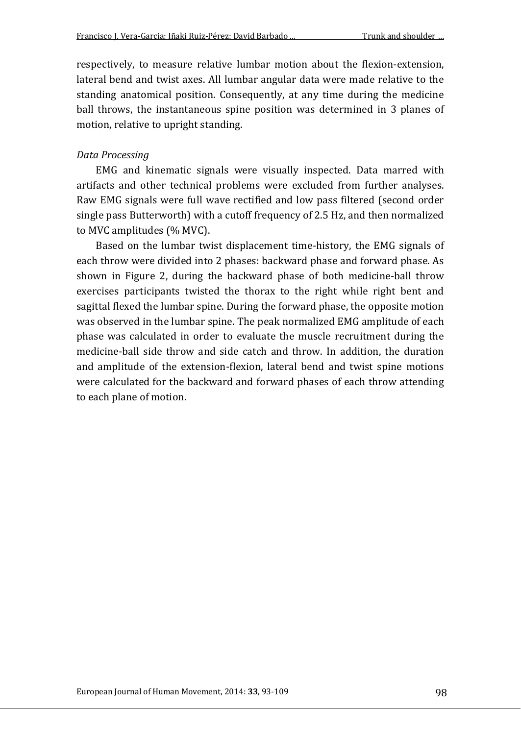respectively, to measure relative lumbar motion about the flexion-extension, lateral bend and twist axes. All lumbar angular data were made relative to the standing anatomical position. Consequently, at any time during the medicine ball throws, the instantaneous spine position was determined in 3 planes of motion, relative to upright standing.

*Data Processing*

EMG and kinematic signals were visually inspected. Data marred with artifacts and other technical problems were excluded from further analyses. Raw EMG signals were full wave rectified and low pass filtered (second order single pass Butterworth) with a cutoff frequency of 2.5 Hz, and then normalized to MVC amplitudes (% MVC).

Based on the lumbar twist displacement time-history, the EMG signals of each throw were divided into 2 phases: backward phase and forward phase. As shown in Figure 2, during the backward phase of both medicine-ball throw exercises participants twisted the thorax to the right while right bent and sagittal flexed the lumbar spine. During the forward phase, the opposite motion was observed in the lumbar spine. The peak normalized EMG amplitude of each phase was calculated in order to evaluate the muscle recruitment during the medicine-ball side throw and side catch and throw. In addition, the duration and amplitude of the extension-flexion, lateral bend and twist spine motions were calculated for the backward and forward phases of each throw attending to each plane of motion.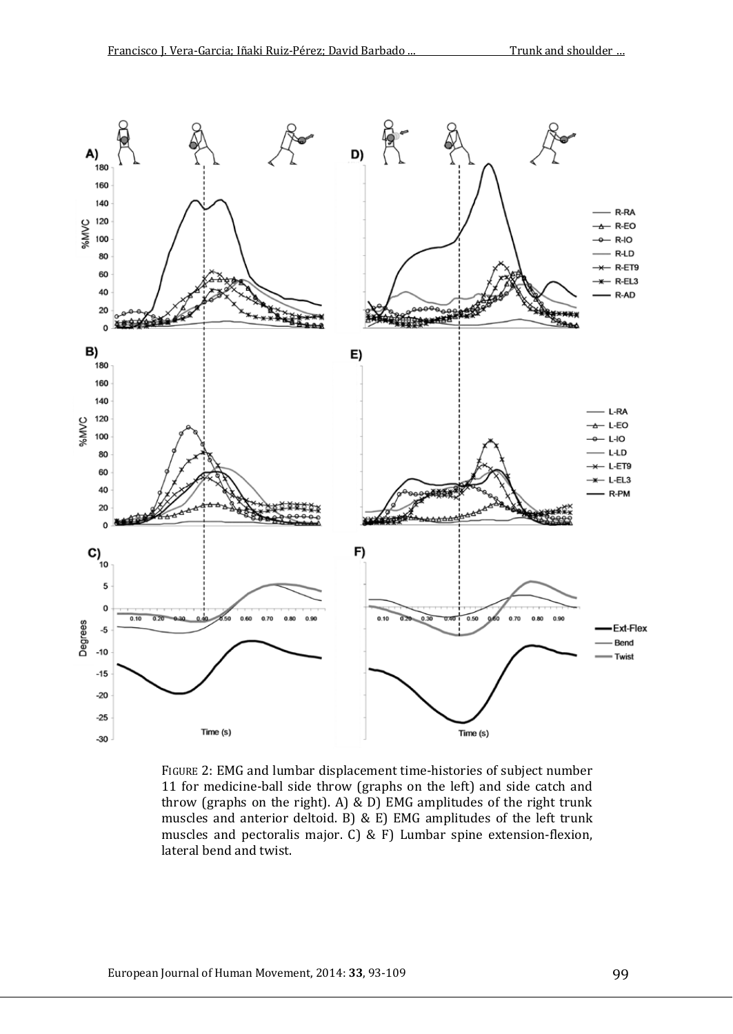FIGURE 2: EMG and lumbar displacement time-histories of subject number 11 for medicine-ball side throw (graphs on the left) and side catch and throw (graphs on the right). A) & D) EMG amplitudes of the right trunk muscles and anterior deltoid. B) & E) EMG amplitudes of the left trunk muscles and pectoralis major. C) & F) Lumbar spine extension-flexion, lateral bend and twist.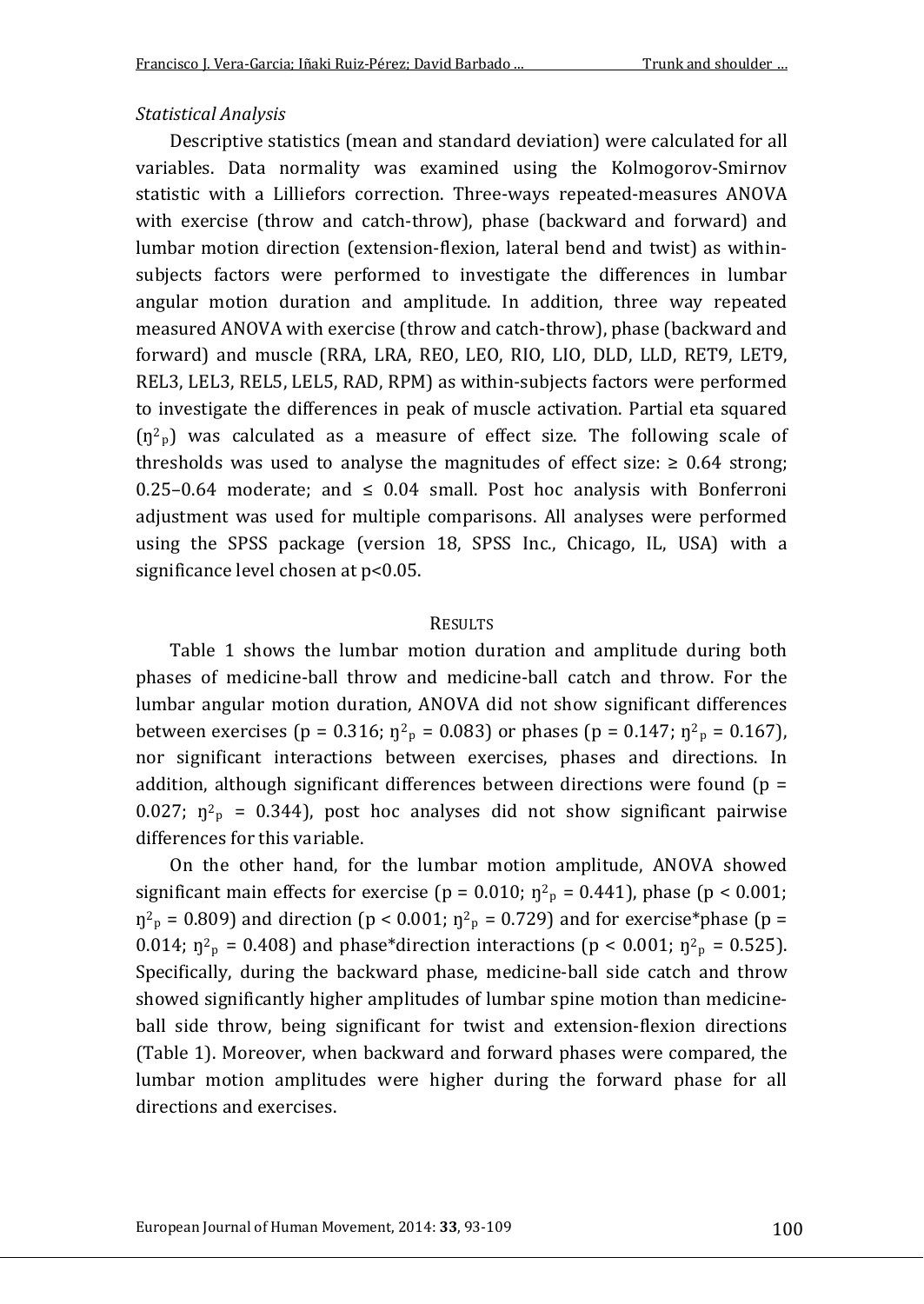*Statistical Analysis*

Descriptive statistics (mean and standard deviation) were calculated for all variables. Data normality was examined using the Kolmogorov-Smirnov statistic with a Lilliefors correction. Three-ways repeated-measures ANOVA with exercise (throw and catch-throw), phase (backward and forward) and lumbar motion direction (extension-flexion, lateral bend and twist) as within-subjects factors were performed to investigate the differences in lumbar angular motion duration and amplitude. In addition, three way repeated measured ANOVA with exercise (throw and catch-throw), phase (backward and forward) and muscle (RRA, LRA, REO, LEO, RIO, LIO, DLD, LLD, RET9, LET9, REL3, LEL3, REL5, LEL5, RAD, RPM) as within-subjects factors were performed to investigate the differences in peak of muscle activation. Partial eta squared ($\eta^2_p$) was calculated as a measure of effect size. The following scale of thresholds was used to analyse the magnitudes of effect size: ≥ 0.64 strong; 0.25–0.64 moderate; and ≤ 0.04 small. Post hoc analysis with Bonferroni adjustment was used for multiple comparisons. All analyses were performed using the SPSS package (version 18, SPSS Inc., Chicago, IL, USA) with a significance level chosen at $p<0.05$.

## RESULTS

Table 1 shows the lumbar motion duration and amplitude during both phases of medicine-ball throw and medicine-ball catch and throw. For the lumbar angular motion duration, ANOVA did not show significant differences between exercises ($p = 0.316$; $\eta^2_p = 0.083$) or phases ($p = 0.147$; $\eta^2_p = 0.167$), nor significant interactions between exercises, phases and directions. In addition, although significant differences between directions were found ($p = 0.027$; $\eta^2_p = 0.344$), post hoc analyses did not show significant pairwise differences for this variable.

On the other hand, for the lumbar motion amplitude, ANOVA showed significant main effects for exercise ($p = 0.010$; $\eta^2_p = 0.441$), phase ($p < 0.001$; $\eta^2_p = 0.809$) and direction ($p < 0.001$; $\eta^2_p = 0.729$) and for exercise*phase ($p = 0.014$; $\eta^2_p = 0.408$) and phase*direction interactions ($p < 0.001$; $\eta^2_p = 0.525$). Specifically, during the backward phase, medicine-ball side catch and throw showed significantly higher amplitudes of lumbar spine motion than medicine-ball side throw, being significant for twist and extension-flexion directions (Table 1). Moreover, when backward and forward phases were compared, the lumbar motion amplitudes were higher during the forward phase for all directions and exercises.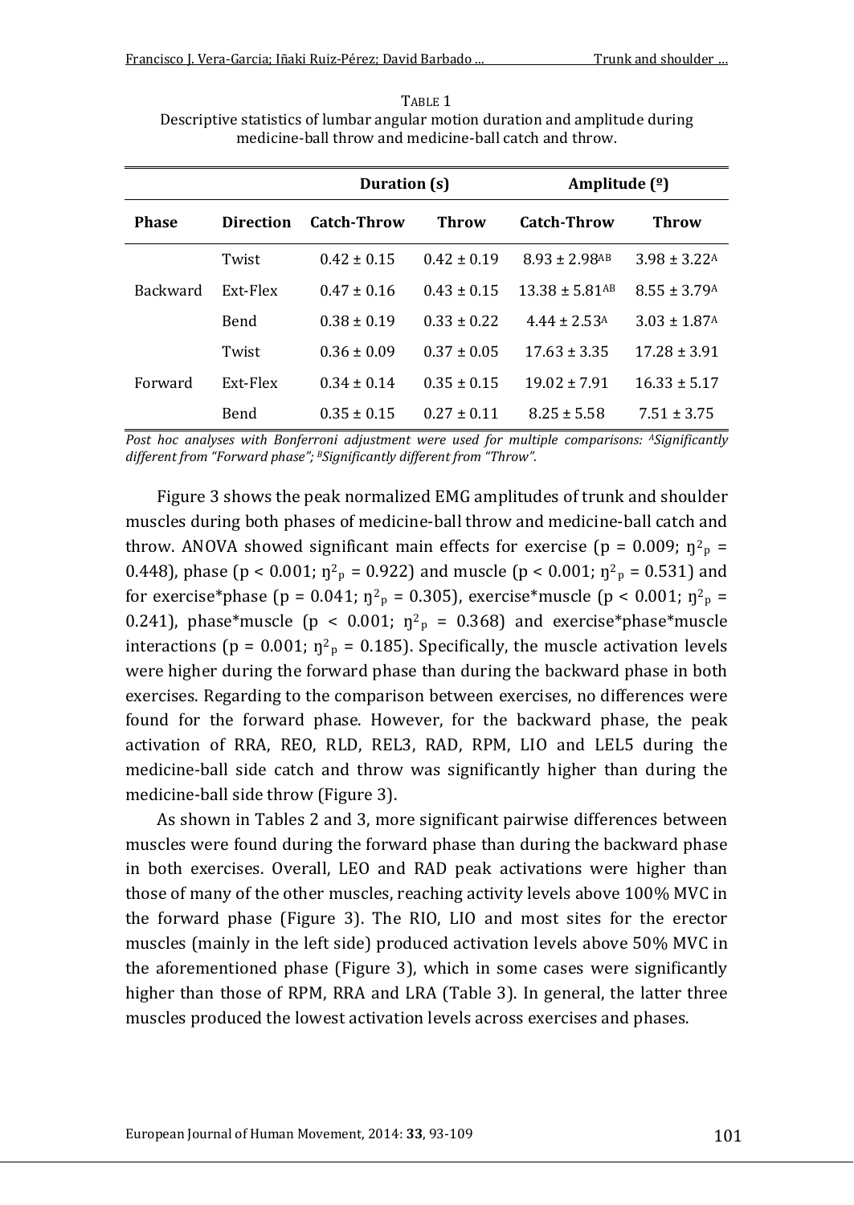TABLE 1
Descriptive statistics of lumbar angular motion duration and amplitude during medicine-ball throw and medicine-ball catch and throw.

| | | Duration (s) | | Amplitude (º) | |
|---|---|---|---|---|---|
| **Phase** | **Direction** | **Catch-Throw** | **Throw** | **Catch-Throw** | **Throw** |
| Backward | Twist | 0.42 ± 0.15 | 0.42 ± 0.19 | 8.93 ± 2.98[AB] | 3.98 ± 3.22[A] |
| | Ext-Flex | 0.47 ± 0.16 | 0.43 ± 0.15 | 13.38 ± 5.81[AB] | 8.55 ± 3.79[A] |
| | Bend | 0.38 ± 0.19 | 0.33 ± 0.22 | 4.44 ± 2.53[A] | 3.03 ± 1.87[A] |
| Forward | Twist | 0.36 ± 0.09 | 0.37 ± 0.05 | 17.63 ± 3.35 | 17.28 ± 3.91 |
| | Ext-Flex | 0.34 ± 0.14 | 0.35 ± 0.15 | 19.02 ± 7.91 | 16.33 ± 5.17 |
| | Bend | 0.35 ± 0.15 | 0.27 ± 0.11 | 8.25 ± 5.58 | 7.51 ± 3.75 |

*Post hoc analyses with Bonferroni adjustment were used for multiple comparisons: [A]Significantly different from "Forward phase"; [B]Significantly different from "Throw".*

Figure 3 shows the peak normalized EMG amplitudes of trunk and shoulder muscles during both phases of medicine-ball throw and medicine-ball catch and throw. ANOVA showed significant main effects for exercise ($p = 0.009$; $\eta^2_p = 0.448$), phase ($p < 0.001$; $\eta^2_p = 0.922$) and muscle ($p < 0.001$; $\eta^2_p = 0.531$) and for exercise*phase ($p = 0.041$; $\eta^2_p = 0.305$), exercise*muscle ($p < 0.001$; $\eta^2_p = 0.241$), phase*muscle ($p < 0.001$; $\eta^2_p = 0.368$) and exercise*phase*muscle interactions ($p = 0.001$; $\eta^2_p = 0.185$). Specifically, the muscle activation levels were higher during the forward phase than during the backward phase in both exercises. Regarding to the comparison between exercises, no differences were found for the forward phase. However, for the backward phase, the peak activation of RRA, REO, RLD, REL3, RAD, RPM, LIO and LEL5 during the medicine-ball side catch and throw was significantly higher than during the medicine-ball side throw (Figure 3).

As shown in Tables 2 and 3, more significant pairwise differences between muscles were found during the forward phase than during the backward phase in both exercises. Overall, LEO and RAD peak activations were higher than those of many of the other muscles, reaching activity levels above 100% MVC in the forward phase (Figure 3). The RIO, LIO and most sites for the erector muscles (mainly in the left side) produced activation levels above 50% MVC in the aforementioned phase (Figure 3), which in some cases were significantly higher than those of RPM, RRA and LRA (Table 3). In general, the latter three muscles produced the lowest activation levels across exercises and phases.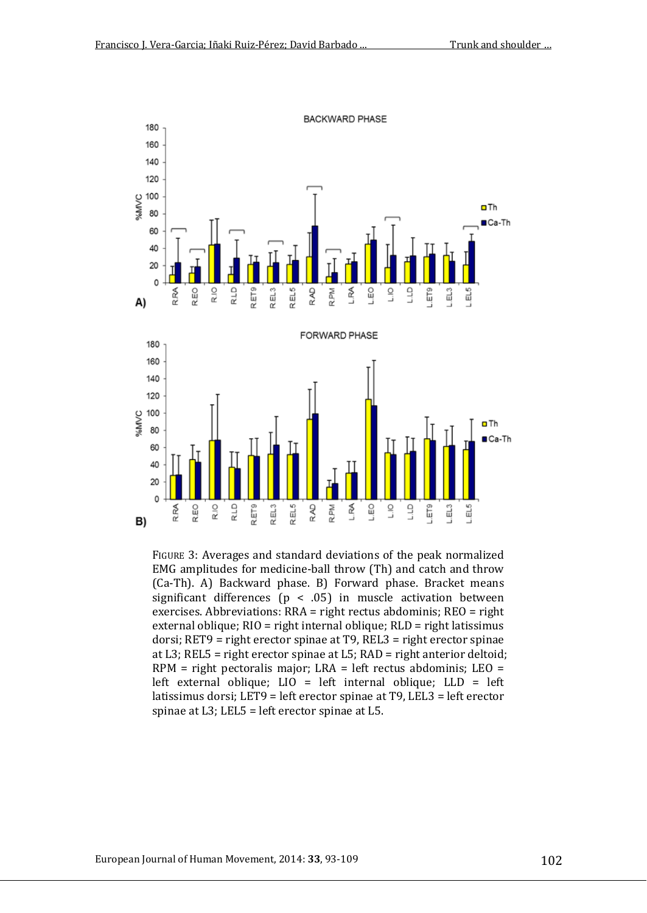FIGURE 3: Averages and standard deviations of the peak normalized EMG amplitudes for medicine-ball throw (Th) and catch and throw (Ca-Th). A) Backward phase. B) Forward phase. Bracket means significant differences ($p < .05$) in muscle activation between exercises. Abbreviations: RRA = right rectus abdominis; REO = right external oblique; RIO = right internal oblique; RLD = right latissimus dorsi; RET9 = right erector spinae at T9, REL3 = right erector spinae at L3; REL5 = right erector spinae at L5; RAD = right anterior deltoid; RPM = right pectoralis major; LRA = left rectus abdominis; LEO = left external oblique; LIO = left internal oblique; LLD = left latissimus dorsi; LET9 = left erector spinae at T9, LEL3 = left erector spinae at L3; LEL5 = left erector spinae at L5.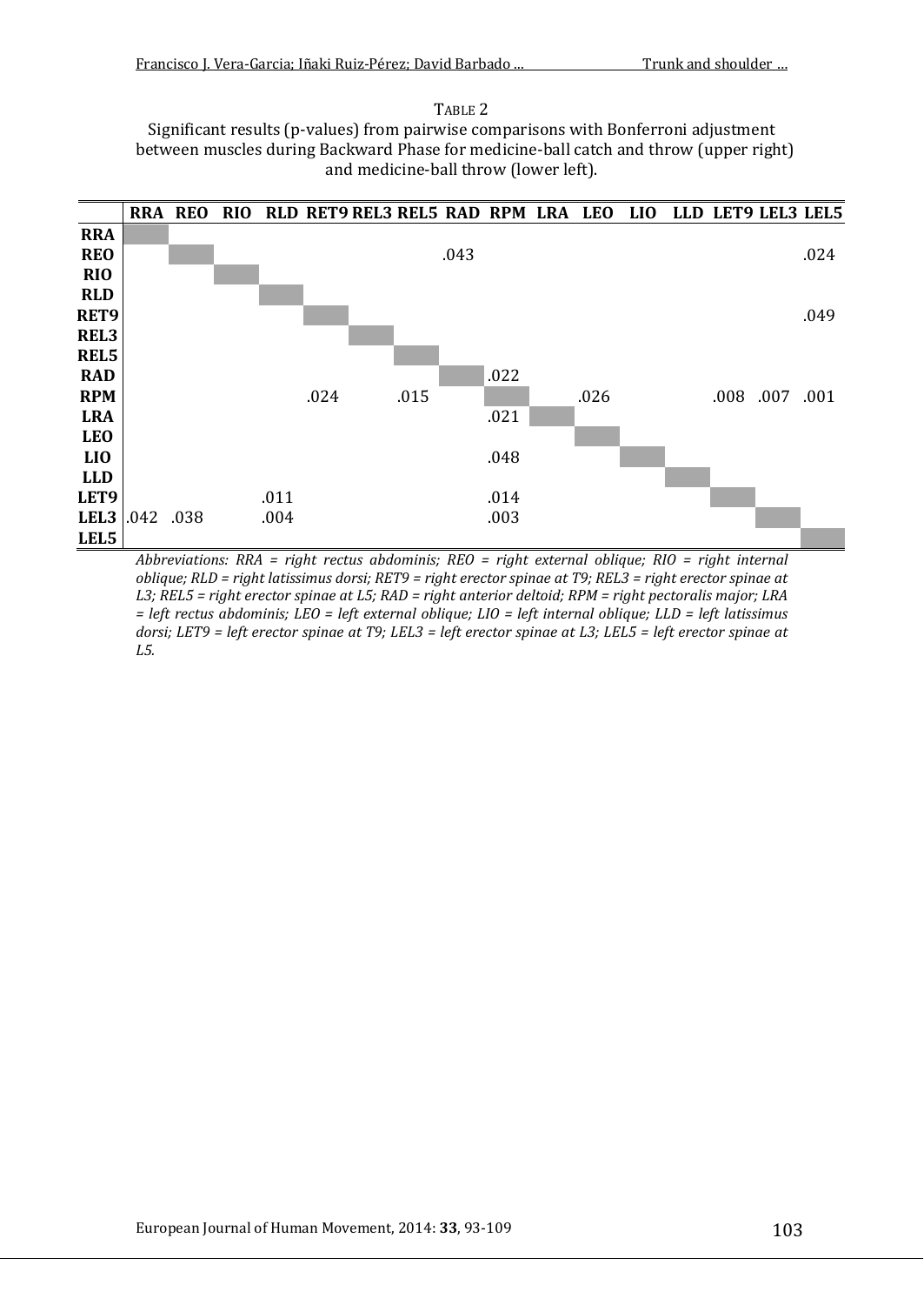TABLE 2

Significant results (p-values) from pairwise comparisons with Bonferroni adjustment between muscles during Backward Phase for medicine-ball catch and throw (upper right) and medicine-ball throw (lower left).

| | RRA | REO | RIO | RLD | RET9 | REL3 | REL5 | RAD | RPM | LRA | LEO | LIO | LLD | LET9 | LEL3 | LEL5 |
|---|---|---|---|---|---|---|---|---|---|---|---|---|---|---|---|---|
| **RRA** | | | | | | | | | | | | | | | | |
| **REO** | | | | | | | | .043 | | | | | | | | .024 |
| **RIO** | | | | | | | | | | | | | | | | |
| **RLD** | | | | | | | | | | | | | | | | |
| **RET9** | | | | | | | | | | | | | | | | .049 |
| **REL3** | | | | | | | | | | | | | | | | |
| **REL5** | | | | | | | | | | | | | | | | |
| **RAD** | | | | | | | | | .022 | | | | | | | |
| **RPM** | | | | | .024 | | .015 | | | | .026 | | | .008 | .007 | .001 |
| **LRA** | | | | | | | | | .021 | | | | | | | |
| **LEO** | | | | | | | | | | | | | | | | |
| **LIO** | | | | | | | | | .048 | | | | | | | |
| **LLD** | | | | | | | | | | | | | | | | |
| **LET9** | | | | .011 | | | | | .014 | | | | | | | |
| **LEL3** | .042 | .038 | | .004 | | | | | .003 | | | | | | | |
| **LEL5** | | | | | | | | | | | | | | | | |

*Abbreviations: RRA = right rectus abdominis; REO = right external oblique; RIO = right internal oblique; RLD = right latissimus dorsi; RET9 = right erector spinae at T9; REL3 = right erector spinae at L3; REL5 = right erector spinae at L5; RAD = right anterior deltoid; RPM = right pectoralis major; LRA = left rectus abdominis; LEO = left external oblique; LIO = left internal oblique; LLD = left latissimus dorsi; LET9 = left erector spinae at T9; LEL3 = left erector spinae at L3; LEL5 = left erector spinae at L5.*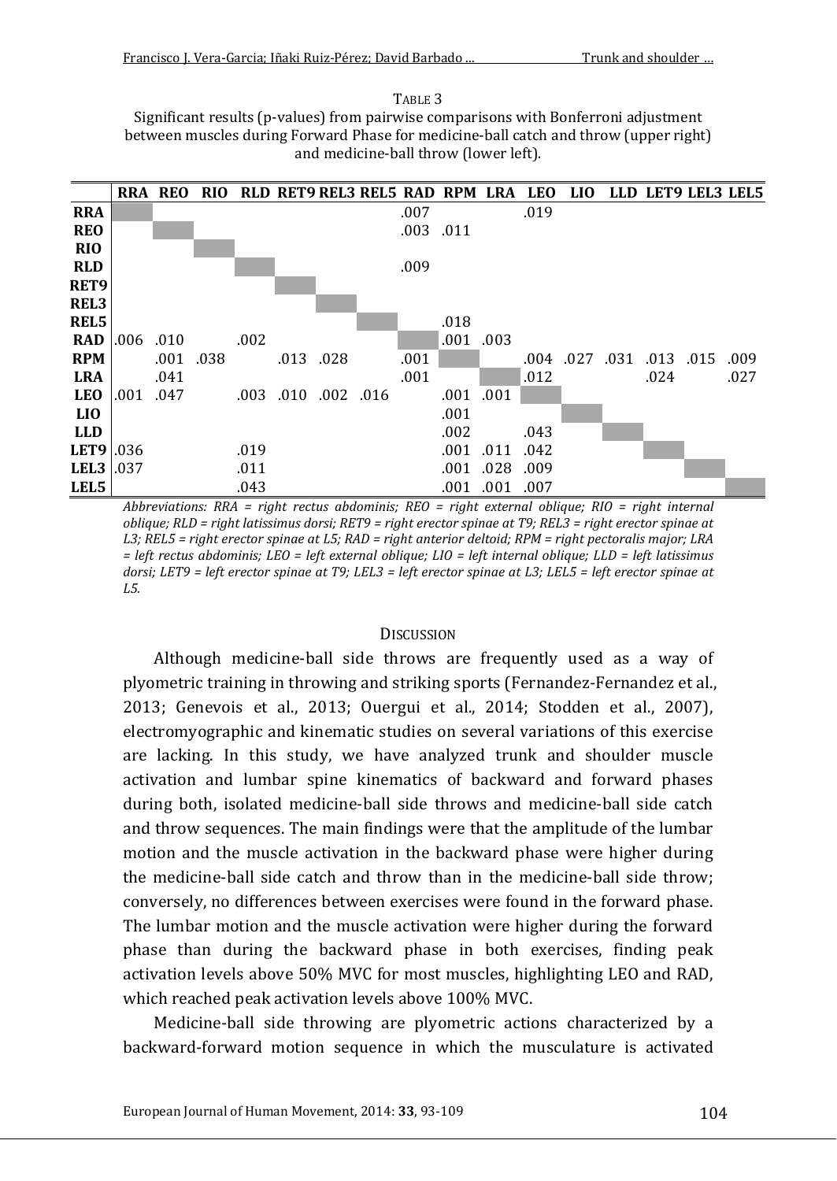TABLE 3

Significant results (p-values) from pairwise comparisons with Bonferroni adjustment between muscles during Forward Phase for medicine-ball catch and throw (upper right) and medicine-ball throw (lower left).

| | RRA | REO | RIO | RLD | RET9 | REL3 | REL5 | RAD | RPM | LRA | LEO | LIO | LLD | LET9 | LEL3 | LEL5 |
|---|---|---|---|---|---|---|---|---|---|---|---|---|---|---|---|---|
| **RRA** | | | | | | | | .007 | | | .019 | | | | | |
| **REO** | | | | | | | | .003 | .011 | | | | | | | |
| **RIO** | | | | | | | | | | | | | | | | |
| **RLD** | | | | | | | | .009 | | | | | | | | |
| **RET9** | | | | | | | | | | | | | | | | |
| **REL3** | | | | | | | | | | | | | | | | |
| **REL5** | | | | | | | | | .018 | | | | | | | |
| **RAD** | .006 | .010 | | .002 | | | | | .001 | .003 | | | | | | |
| **RPM** | | .001 | .038 | | .013 | .028 | | .001 | | | .004 | .027 | .031 | .013 | .015 | .009 |
| **LRA** | | .041 | | | | | | .001 | | | .012 | | | .024 | | .027 |
| **LEO** | .001 | .047 | | .003 | .010 | .002 | .016 | | .001 | .001 | | | | | | |
| **LIO** | | | | | | | | | .001 | | | | | | | |
| **LLD** | | | | | | | | | .002 | | .043 | | | | | |
| **LET9** | .036 | | | .019 | | | | | .001 | .011 | .042 | | | | | |
| **LEL3** | .037 | | | .011 | | | | | .001 | .028 | .009 | | | | | |
| **LEL5** | | | | .043 | | | | | .001 | .001 | .007 | | | | | |

*Abbreviations: RRA = right rectus abdominis; REO = right external oblique; RIO = right internal oblique; RLD = right latissimus dorsi; RET9 = right erector spinae at T9; REL3 = right erector spinae at L3; REL5 = right erector spinae at L5; RAD = right anterior deltoid; RPM = right pectoralis major; LRA = left rectus abdominis; LEO = left external oblique; LIO = left internal oblique; LLD = left latissimus dorsi; LET9 = left erector spinae at T9; LEL3 = left erector spinae at L3; LEL5 = left erector spinae at L5.*

## DISCUSSION

Although medicine-ball side throws are frequently used as a way of plyometric training in throwing and striking sports (Fernandez-Fernandez et al., 2013; Genevois et al., 2013; Ouergui et al., 2014; Stodden et al., 2007), electromyographic and kinematic studies on several variations of this exercise are lacking. In this study, we have analyzed trunk and shoulder muscle activation and lumbar spine kinematics of backward and forward phases during both, isolated medicine-ball side throws and medicine-ball side catch and throw sequences. The main findings were that the amplitude of the lumbar motion and the muscle activation in the backward phase were higher during the medicine-ball side catch and throw than in the medicine-ball side throw; conversely, no differences between exercises were found in the forward phase. The lumbar motion and the muscle activation were higher during the forward phase than during the backward phase in both exercises, finding peak activation levels above 50% MVC for most muscles, highlighting LEO and RAD, which reached peak activation levels above 100% MVC.

Medicine-ball side throwing are plyometric actions characterized by a backward-forward motion sequence in which the musculature is activated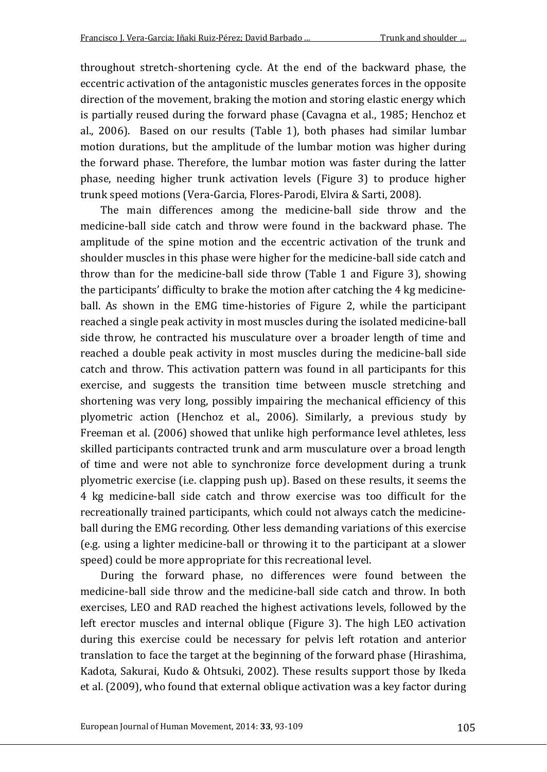throughout stretch-shortening cycle. At the end of the backward phase, the eccentric activation of the antagonistic muscles generates forces in the opposite direction of the movement, braking the motion and storing elastic energy which is partially reused during the forward phase (Cavagna et al., 1985; Henchoz et al., 2006). Based on our results (Table 1), both phases had similar lumbar motion durations, but the amplitude of the lumbar motion was higher during the forward phase. Therefore, the lumbar motion was faster during the latter phase, needing higher trunk activation levels (Figure 3) to produce higher trunk speed motions (Vera-Garcia, Flores-Parodi, Elvira & Sarti, 2008).

The main differences among the medicine-ball side throw and the medicine-ball side catch and throw were found in the backward phase. The amplitude of the spine motion and the eccentric activation of the trunk and shoulder muscles in this phase were higher for the medicine-ball side catch and throw than for the medicine-ball side throw (Table 1 and Figure 3), showing the participants' difficulty to brake the motion after catching the 4 kg medicine-ball. As shown in the EMG time-histories of Figure 2, while the participant reached a single peak activity in most muscles during the isolated medicine-ball side throw, he contracted his musculature over a broader length of time and reached a double peak activity in most muscles during the medicine-ball side catch and throw. This activation pattern was found in all participants for this exercise, and suggests the transition time between muscle stretching and shortening was very long, possibly impairing the mechanical efficiency of this plyometric action (Henchoz et al., 2006). Similarly, a previous study by Freeman et al. (2006) showed that unlike high performance level athletes, less skilled participants contracted trunk and arm musculature over a broad length of time and were not able to synchronize force development during a trunk plyometric exercise (i.e. clapping push up). Based on these results, it seems the 4 kg medicine-ball side catch and throw exercise was too difficult for the recreationally trained participants, which could not always catch the medicine-ball during the EMG recording. Other less demanding variations of this exercise (e.g. using a lighter medicine-ball or throwing it to the participant at a slower speed) could be more appropriate for this recreational level.

During the forward phase, no differences were found between the medicine-ball side throw and the medicine-ball side catch and throw. In both exercises, LEO and RAD reached the highest activations levels, followed by the left erector muscles and internal oblique (Figure 3). The high LEO activation during this exercise could be necessary for pelvis left rotation and anterior translation to face the target at the beginning of the forward phase (Hirashima, Kadota, Sakurai, Kudo & Ohtsuki, 2002). These results support those by Ikeda et al. (2009), who found that external oblique activation was a key factor during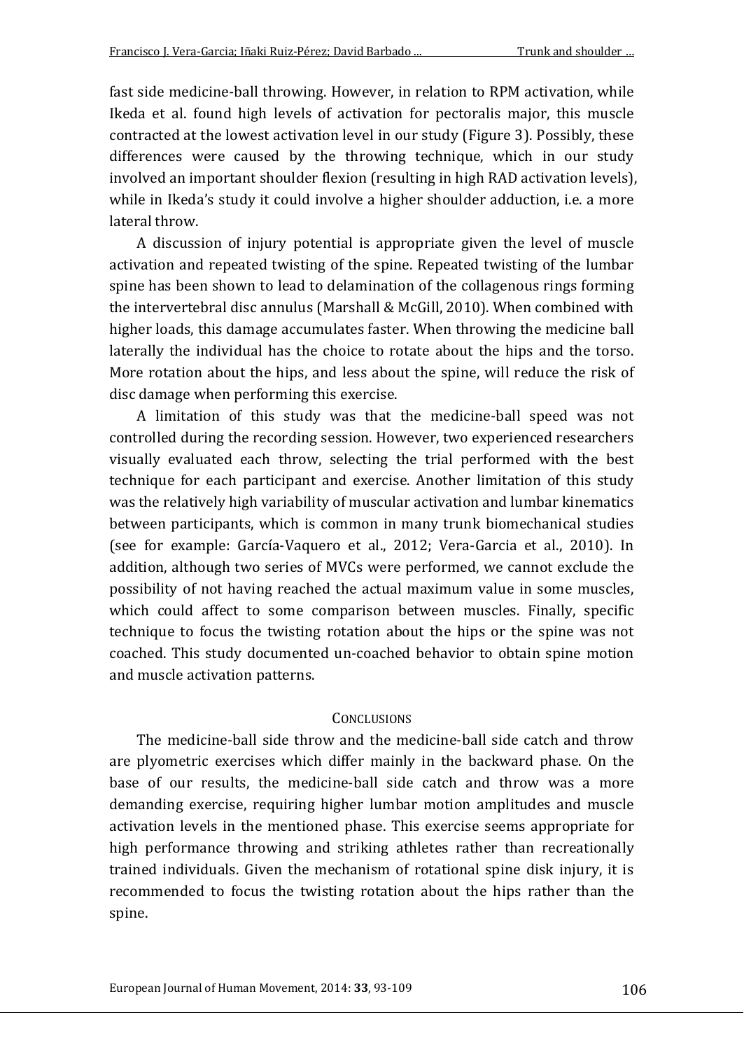fast side medicine-ball throwing. However, in relation to RPM activation, while Ikeda et al. found high levels of activation for pectoralis major, this muscle contracted at the lowest activation level in our study (Figure 3). Possibly, these differences were caused by the throwing technique, which in our study involved an important shoulder flexion (resulting in high RAD activation levels), while in Ikeda's study it could involve a higher shoulder adduction, i.e. a more lateral throw.

A discussion of injury potential is appropriate given the level of muscle activation and repeated twisting of the spine. Repeated twisting of the lumbar spine has been shown to lead to delamination of the collagenous rings forming the intervertebral disc annulus (Marshall & McGill, 2010). When combined with higher loads, this damage accumulates faster. When throwing the medicine ball laterally the individual has the choice to rotate about the hips and the torso. More rotation about the hips, and less about the spine, will reduce the risk of disc damage when performing this exercise.

A limitation of this study was that the medicine-ball speed was not controlled during the recording session. However, two experienced researchers visually evaluated each throw, selecting the trial performed with the best technique for each participant and exercise. Another limitation of this study was the relatively high variability of muscular activation and lumbar kinematics between participants, which is common in many trunk biomechanical studies (see for example: García-Vaquero et al., 2012; Vera-Garcia et al., 2010). In addition, although two series of MVCs were performed, we cannot exclude the possibility of not having reached the actual maximum value in some muscles, which could affect to some comparison between muscles. Finally, specific technique to focus the twisting rotation about the hips or the spine was not coached. This study documented un-coached behavior to obtain spine motion and muscle activation patterns.

## CONCLUSIONS

The medicine-ball side throw and the medicine-ball side catch and throw are plyometric exercises which differ mainly in the backward phase. On the base of our results, the medicine-ball side catch and throw was a more demanding exercise, requiring higher lumbar motion amplitudes and muscle activation levels in the mentioned phase. This exercise seems appropriate for high performance throwing and striking athletes rather than recreationally trained individuals. Given the mechanism of rotational spine disk injury, it is recommended to focus the twisting rotation about the hips rather than the spine.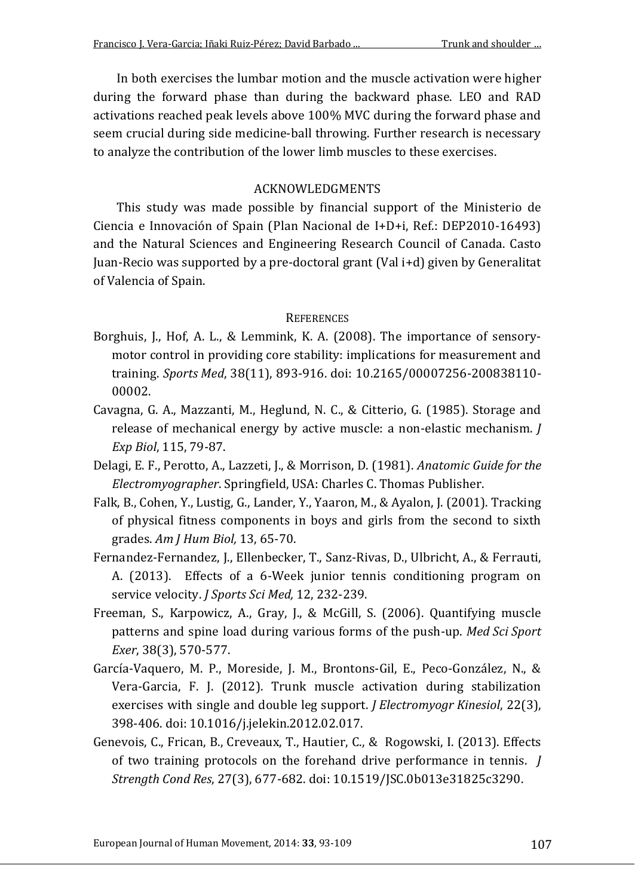In both exercises the lumbar motion and the muscle activation were higher during the forward phase than during the backward phase. LEO and RAD activations reached peak levels above 100% MVC during the forward phase and seem crucial during side medicine-ball throwing. Further research is necessary to analyze the contribution of the lower limb muscles to these exercises.

## ACKNOWLEDGMENTS

This study was made possible by financial support of the Ministerio de Ciencia e Innovación of Spain (Plan Nacional de I+D+i, Ref.: DEP2010-16493) and the Natural Sciences and Engineering Research Council of Canada. Casto Juan-Recio was supported by a pre-doctoral grant (Val i+d) given by Generalitat of Valencia of Spain.

## REFERENCES

Borghuis, J., Hof, A. L., & Lemmink, K. A. (2008). The importance of sensory-motor control in providing core stability: implications for measurement and training. *Sports Med*, 38(11), 893-916. doi: 10.2165/00007256-200838110-00002.

Cavagna, G. A., Mazzanti, M., Heglund, N. C., & Citterio, G. (1985). Storage and release of mechanical energy by active muscle: a non-elastic mechanism. *J Exp Biol*, 115, 79-87.

Delagi, E. F., Perotto, A., Lazzeti, J., & Morrison, D. (1981). *Anatomic Guide for the Electromyographer*. Springfield, USA: Charles C. Thomas Publisher.

Falk, B., Cohen, Y., Lustig, G., Lander, Y., Yaaron, M., & Ayalon, J. (2001). Tracking of physical fitness components in boys and girls from the second to sixth grades. *Am J Hum Biol,* 13, 65-70.

Fernandez-Fernandez, J., Ellenbecker, T., Sanz-Rivas, D., Ulbricht, A., & Ferrauti, A. (2013). Effects of a 6-Week junior tennis conditioning program on service velocity. *J Sports Sci Med,* 12, 232-239.

Freeman, S., Karpowicz, A., Gray, J., & McGill, S. (2006). Quantifying muscle patterns and spine load during various forms of the push-up. *Med Sci Sport Exer*, 38(3), 570-577.

García-Vaquero, M. P., Moreside, J. M., Brontons-Gil, E., Peco-González, N., & Vera-Garcia, F. J. (2012). Trunk muscle activation during stabilization exercises with single and double leg support. *J Electromyogr Kinesiol*, 22(3), 398-406. doi: 10.1016/j.jelekin.2012.02.017.

Genevois, C., Frican, B., Creveaux, T., Hautier, C., & Rogowski, I. (2013). Effects of two training protocols on the forehand drive performance in tennis. *J Strength Cond Res*, 27(3), 677-682. doi: 10.1519/JSC.0b013e31825c3290.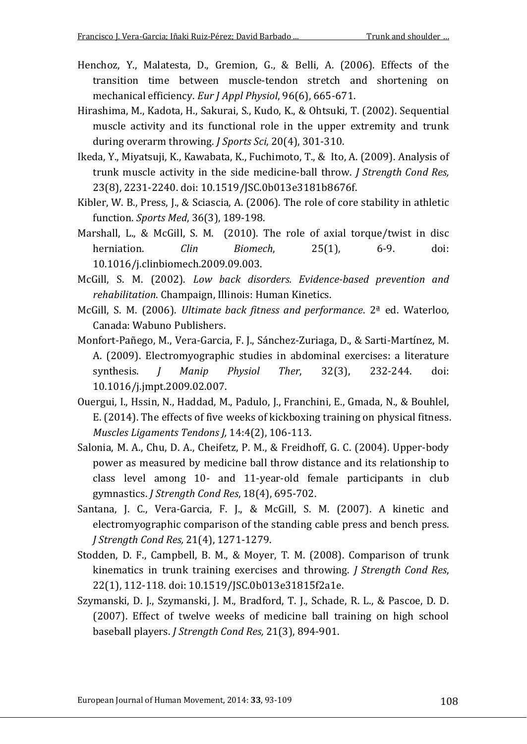Henchoz, Y., Malatesta, D., Gremion, G., & Belli, A. (2006). Effects of the transition time between muscle-tendon stretch and shortening on mechanical efficiency. *Eur J Appl Physiol*, 96(6), 665-671.

Hirashima, M., Kadota, H., Sakurai, S., Kudo, K., & Ohtsuki, T. (2002). Sequential muscle activity and its functional role in the upper extremity and trunk during overarm throwing. *J Sports Sci*, 20(4), 301-310.

Ikeda, Y., Miyatsuji, K., Kawabata, K., Fuchimoto, T., & Ito, A. (2009). Analysis of trunk muscle activity in the side medicine-ball throw. *J Strength Cond Res,* 23(8), 2231-2240. doi: 10.1519/JSC.0b013e3181b8676f.

Kibler, W. B., Press, J., & Sciascia, A. (2006). The role of core stability in athletic function. *Sports Med*, 36(3), 189-198.

Marshall, L., & McGill, S. M. (2010). The role of axial torque/twist in disc herniation. *Clin Biomech*, 25(1), 6-9. doi: 10.1016/j.clinbiomech.2009.09.003.

McGill, S. M. (2002). *Low back disorders. Evidence-based prevention and rehabilitation*. Champaign, Illinois: Human Kinetics.

McGill, S. M. (2006). *Ultimate back fitness and performance*. 2ª ed. Waterloo, Canada: Wabuno Publishers.

Monfort-Pañego, M., Vera-Garcia, F. J., Sánchez-Zuriaga, D., & Sarti-Martínez, M. A. (2009). Electromyographic studies in abdominal exercises: a literature synthesis. *J Manip Physiol Ther*, 32(3), 232-244. doi: 10.1016/j.jmpt.2009.02.007.

Ouergui, I., Hssin, N., Haddad, M., Padulo, J., Franchini, E., Gmada, N., & Bouhlel, E. (2014). The effects of five weeks of kickboxing training on physical fitness. *Muscles Ligaments Tendons J,* 14:4(2), 106-113.

Salonia, M. A., Chu, D. A., Cheifetz, P. M., & Freidhoff, G. C. (2004). Upper-body power as measured by medicine ball throw distance and its relationship to class level among 10- and 11-year-old female participants in club gymnastics. *J Strength Cond Res*, 18(4), 695-702.

Santana, J. C., Vera-Garcia, F. J., & McGill, S. M. (2007). A kinetic and electromyographic comparison of the standing cable press and bench press. *J Strength Cond Res,* 21(4), 1271-1279.

Stodden, D. F., Campbell, B. M., & Moyer, T. M. (2008). Comparison of trunk kinematics in trunk training exercises and throwing. *J Strength Cond Res*, 22(1), 112-118. doi: 10.1519/JSC.0b013e31815f2a1e.

Szymanski, D. J., Szymanski, J. M., Bradford, T. J., Schade, R. L., & Pascoe, D. D. (2007). Effect of twelve weeks of medicine ball training on high school baseball players. *J Strength Cond Res,* 21(3), 894-901.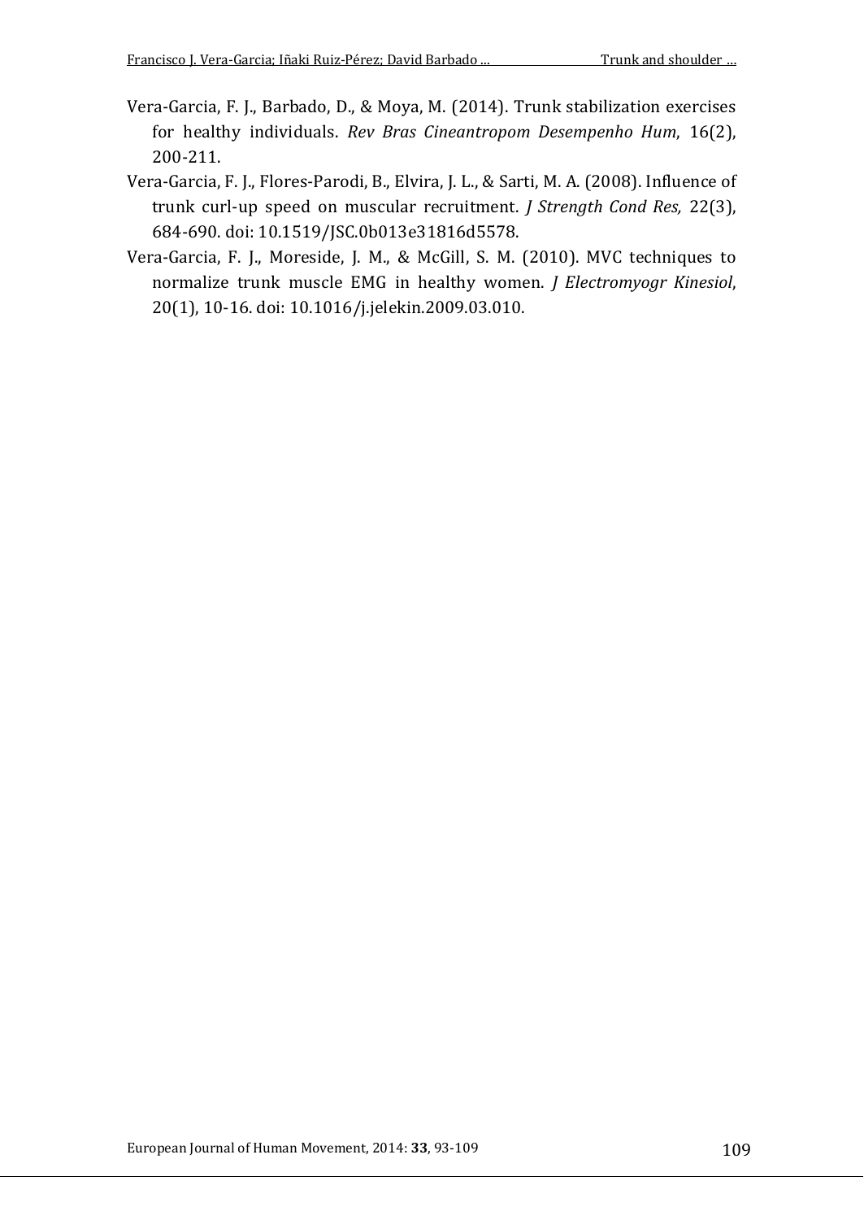Vera-Garcia, F. J., Barbado, D., & Moya, M. (2014). Trunk stabilization exercises for healthy individuals. *Rev Bras Cineantropom Desempenho Hum*, 16(2), 200-211.

Vera-Garcia, F. J., Flores-Parodi, B., Elvira, J. L., & Sarti, M. A. (2008). Influence of trunk curl-up speed on muscular recruitment. *J Strength Cond Res,* 22(3), 684-690. doi: 10.1519/JSC.0b013e31816d5578.

Vera-Garcia, F. J., Moreside, J. M., & McGill, S. M. (2010). MVC techniques to normalize trunk muscle EMG in healthy women. *J Electromyogr Kinesiol*, 20(1), 10-16. doi: 10.1016/j.jelekin.2009.03.010.